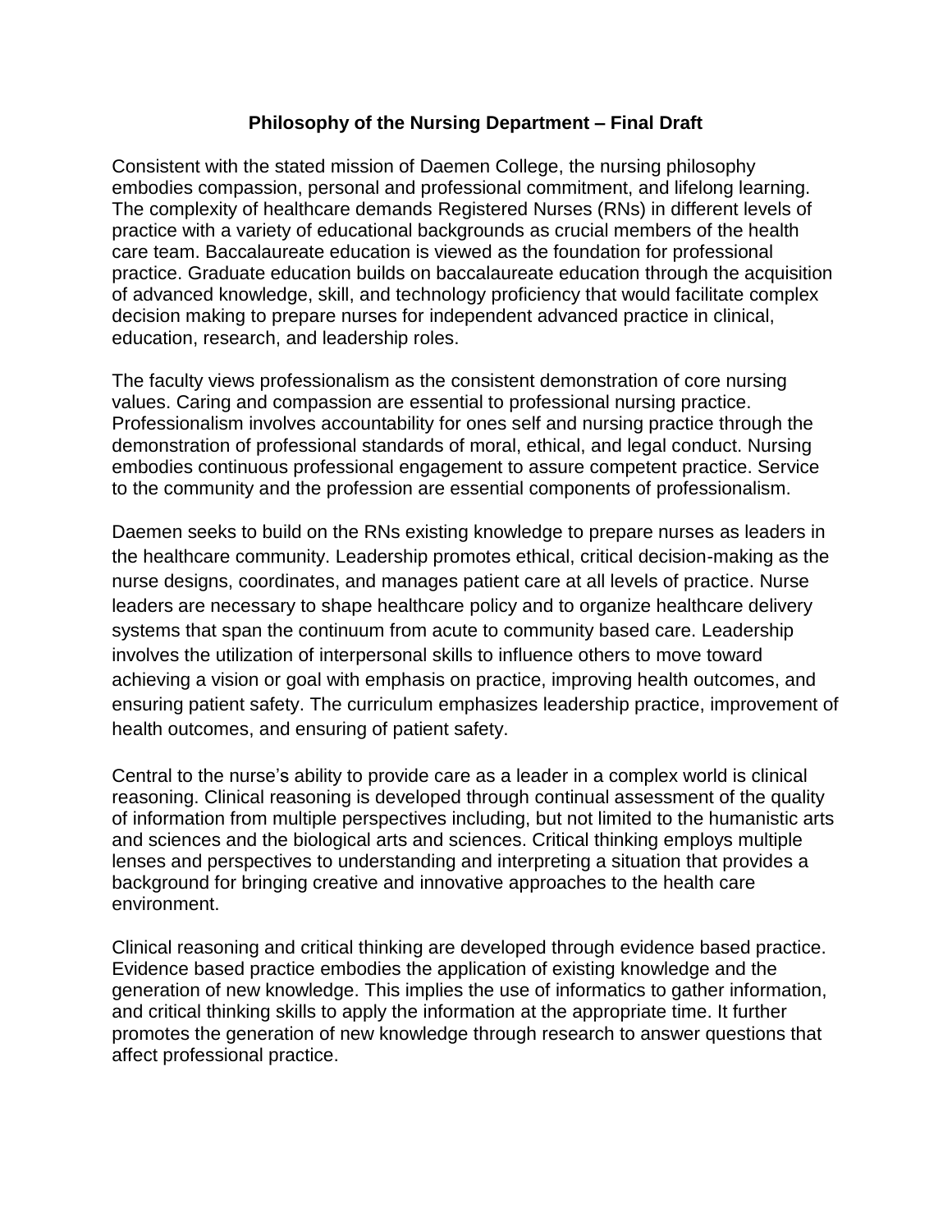**Philosophy of the Nursing Department – Final Draft**

Consistent with the stated mission of Daemen College, the nursing philosophy embodies compassion, personal and professional commitment, and lifelong learning. The complexity of healthcare demands Registered Nurses (RNs) in different levels of practice with a variety of educational backgrounds as crucial members of the health care team. Baccalaureate education is viewed as the foundation for professional practice. Graduate education builds on baccalaureate education through the acquisition of advanced knowledge, skill, and technology proficiency that would facilitate complex decision making to prepare nurses for independent advanced practice in clinical, education, research, and leadership roles.

The faculty views professionalism as the consistent demonstration of core nursing values. Caring and compassion are essential to professional nursing practice. Professionalism involves accountability for ones self and nursing practice through the demonstration of professional standards of moral, ethical, and legal conduct. Nursing embodies continuous professional engagement to assure competent practice. Service to the community and the profession are essential components of professionalism.

Daemen seeks to build on the RNs existing knowledge to prepare nurses as leaders in the healthcare community. Leadership promotes ethical, critical decision-making as the nurse designs, coordinates, and manages patient care at all levels of practice. Nurse leaders are necessary to shape healthcare policy and to organize healthcare delivery systems that span the continuum from acute to community based care. Leadership involves the utilization of interpersonal skills to influence others to move toward achieving a vision or goal with emphasis on practice, improving health outcomes, and ensuring patient safety. The curriculum emphasizes leadership practice, improvement of health outcomes, and ensuring of patient safety.

Central to the nurse's ability to provide care as a leader in a complex world is clinical reasoning. Clinical reasoning is developed through continual assessment of the quality of information from multiple perspectives including, but not limited to the humanistic arts and sciences and the biological arts and sciences. Critical thinking employs multiple lenses and perspectives to understanding and interpreting a situation that provides a background for bringing creative and innovative approaches to the health care environment.

Clinical reasoning and critical thinking are developed through evidence based practice. Evidence based practice embodies the application of existing knowledge and the generation of new knowledge. This implies the use of informatics to gather information, and critical thinking skills to apply the information at the appropriate time. It further promotes the generation of new knowledge through research to answer questions that affect professional practice.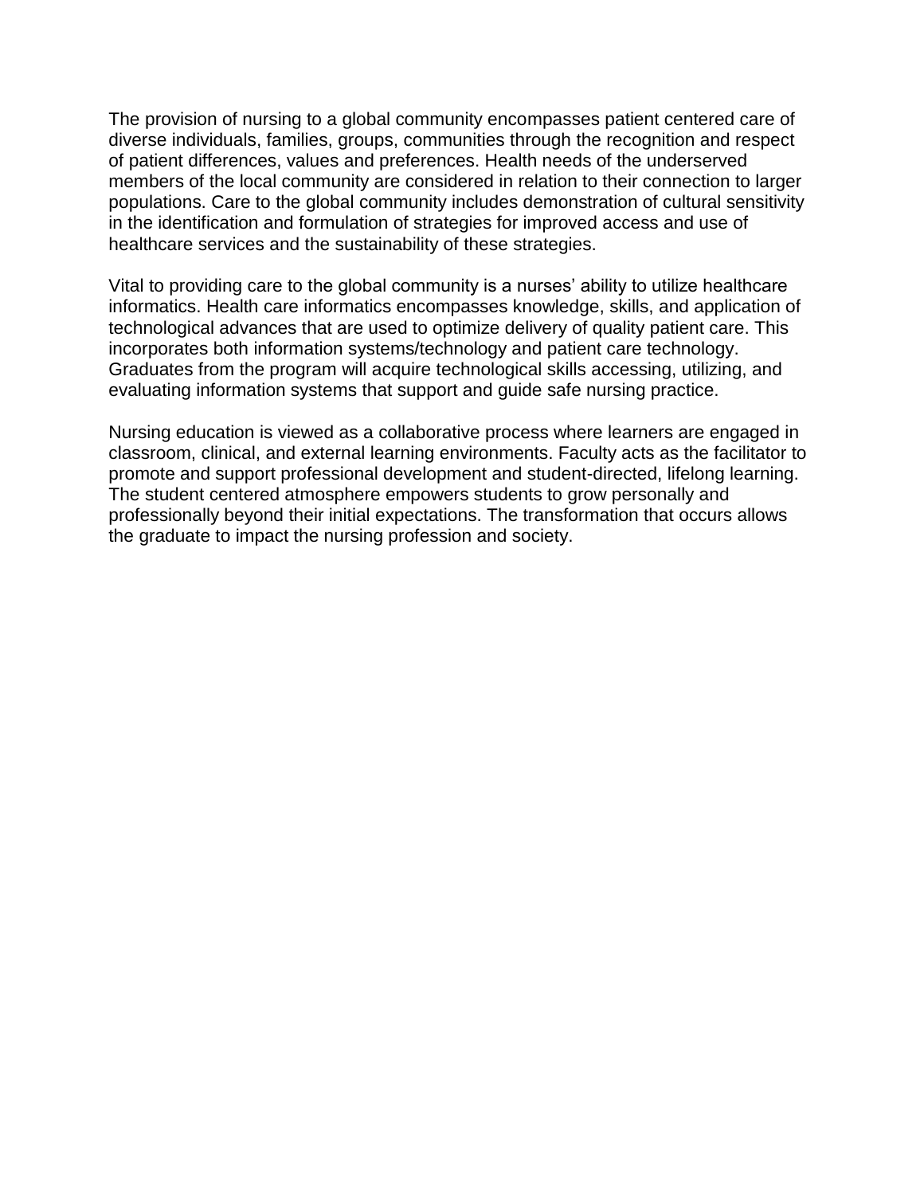The provision of nursing to a global community encompasses patient centered care of diverse individuals, families, groups, communities through the recognition and respect of patient differences, values and preferences. Health needs of the underserved members of the local community are considered in relation to their connection to larger populations. Care to the global community includes demonstration of cultural sensitivity in the identification and formulation of strategies for improved access and use of healthcare services and the sustainability of these strategies.

Vital to providing care to the global community is a nurses' ability to utilize healthcare informatics. Health care informatics encompasses knowledge, skills, and application of technological advances that are used to optimize delivery of quality patient care. This incorporates both information systems/technology and patient care technology. Graduates from the program will acquire technological skills accessing, utilizing, and evaluating information systems that support and guide safe nursing practice.

Nursing education is viewed as a collaborative process where learners are engaged in classroom, clinical, and external learning environments. Faculty acts as the facilitator to promote and support professional development and student-directed, lifelong learning. The student centered atmosphere empowers students to grow personally and professionally beyond their initial expectations. The transformation that occurs allows the graduate to impact the nursing profession and society.